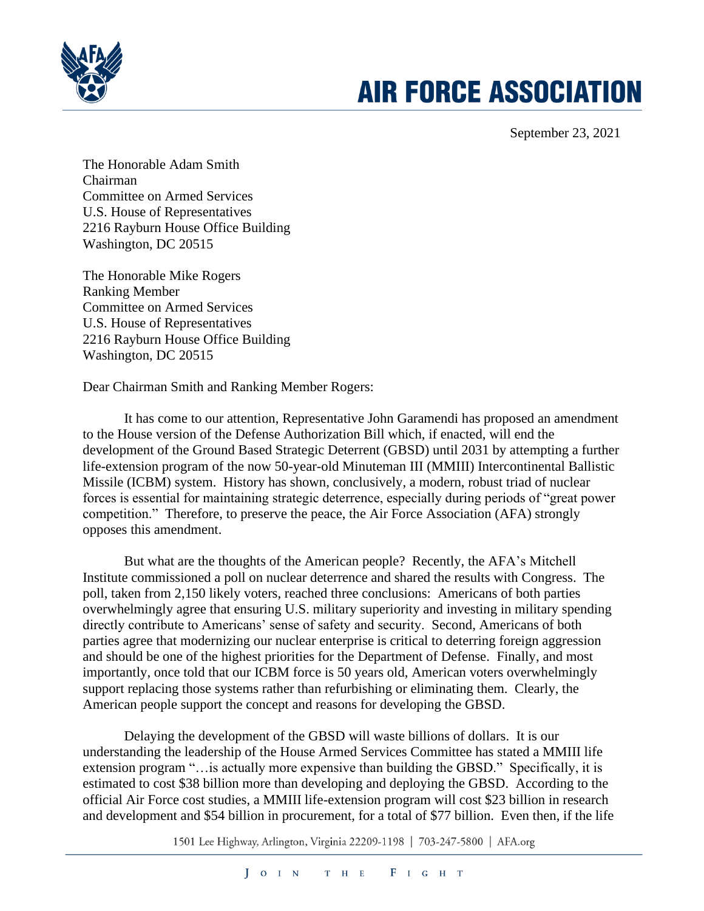# AIR FORCE ASSOCIATION

September 23, 2021

The Honorable Adam Smith
Chairman
Committee on Armed Services
U.S. House of Representatives
2216 Rayburn House Office Building
Washington, DC 20515

The Honorable Mike Rogers
Ranking Member
Committee on Armed Services
U.S. House of Representatives
2216 Rayburn House Office Building
Washington, DC 20515

Dear Chairman Smith and Ranking Member Rogers:

It has come to our attention, Representative John Garamendi has proposed an amendment to the House version of the Defense Authorization Bill which, if enacted, will end the development of the Ground Based Strategic Deterrent (GBSD) until 2031 by attempting a further life-extension program of the now 50-year-old Minuteman III (MMIII) Intercontinental Ballistic Missile (ICBM) system. History has shown, conclusively, a modern, robust triad of nuclear forces is essential for maintaining strategic deterrence, especially during periods of "great power competition." Therefore, to preserve the peace, the Air Force Association (AFA) strongly opposes this amendment.

But what are the thoughts of the American people? Recently, the AFA's Mitchell Institute commissioned a poll on nuclear deterrence and shared the results with Congress. The poll, taken from 2,150 likely voters, reached three conclusions: Americans of both parties overwhelmingly agree that ensuring U.S. military superiority and investing in military spending directly contribute to Americans' sense of safety and security. Second, Americans of both parties agree that modernizing our nuclear enterprise is critical to deterring foreign aggression and should be one of the highest priorities for the Department of Defense. Finally, and most importantly, once told that our ICBM force is 50 years old, American voters overwhelmingly support replacing those systems rather than refurbishing or eliminating them. Clearly, the American people support the concept and reasons for developing the GBSD.

Delaying the development of the GBSD will waste billions of dollars. It is our understanding the leadership of the House Armed Services Committee has stated a MMIII life extension program "…is actually more expensive than building the GBSD." Specifically, it is estimated to cost $38 billion more than developing and deploying the GBSD. According to the official Air Force cost studies, a MMIII life-extension program will cost $23 billion in research and development and $54 billion in procurement, for a total of $77 billion. Even then, if the life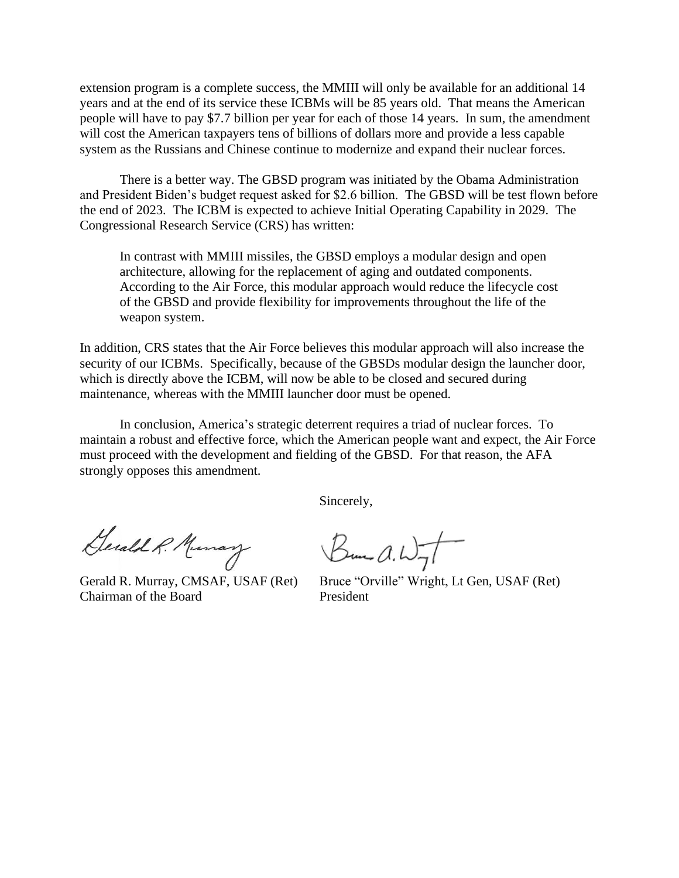extension program is a complete success, the MMIII will only be available for an additional 14 years and at the end of its service these ICBMs will be 85 years old. That means the American people will have to pay $7.7 billion per year for each of those 14 years. In sum, the amendment will cost the American taxpayers tens of billions of dollars more and provide a less capable system as the Russians and Chinese continue to modernize and expand their nuclear forces.

There is a better way. The GBSD program was initiated by the Obama Administration and President Biden's budget request asked for $2.6 billion. The GBSD will be test flown before the end of 2023. The ICBM is expected to achieve Initial Operating Capability in 2029. The Congressional Research Service (CRS) has written:

> In contrast with MMIII missiles, the GBSD employs a modular design and open architecture, allowing for the replacement of aging and outdated components. According to the Air Force, this modular approach would reduce the lifecycle cost of the GBSD and provide flexibility for improvements throughout the life of the weapon system.

In addition, CRS states that the Air Force believes this modular approach will also increase the security of our ICBMs. Specifically, because of the GBSDs modular design the launcher door, which is directly above the ICBM, will now be able to be closed and secured during maintenance, whereas with the MMIII launcher door must be opened.

In conclusion, America's strategic deterrent requires a triad of nuclear forces. To maintain a robust and effective force, which the American people want and expect, the Air Force must proceed with the development and fielding of the GBSD. For that reason, the AFA strongly opposes this amendment.

Sincerely,

Gerald R. Murray, CMSAF, USAF (Ret)
Chairman of the Board

Bruce "Orville" Wright, Lt Gen, USAF (Ret)
President